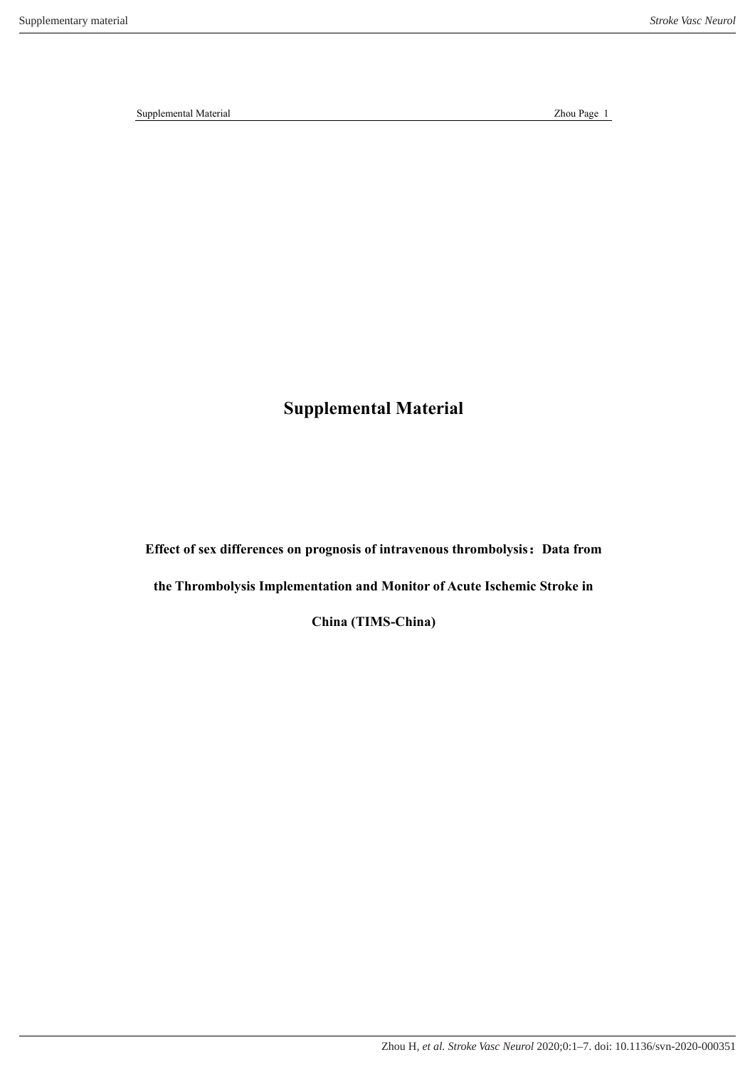# Supplemental Material

**Effect of sex differences on prognosis of intravenous thrombolysis：Data from the Thrombolysis Implementation and Monitor of Acute Ischemic Stroke in China (TIMS-China)**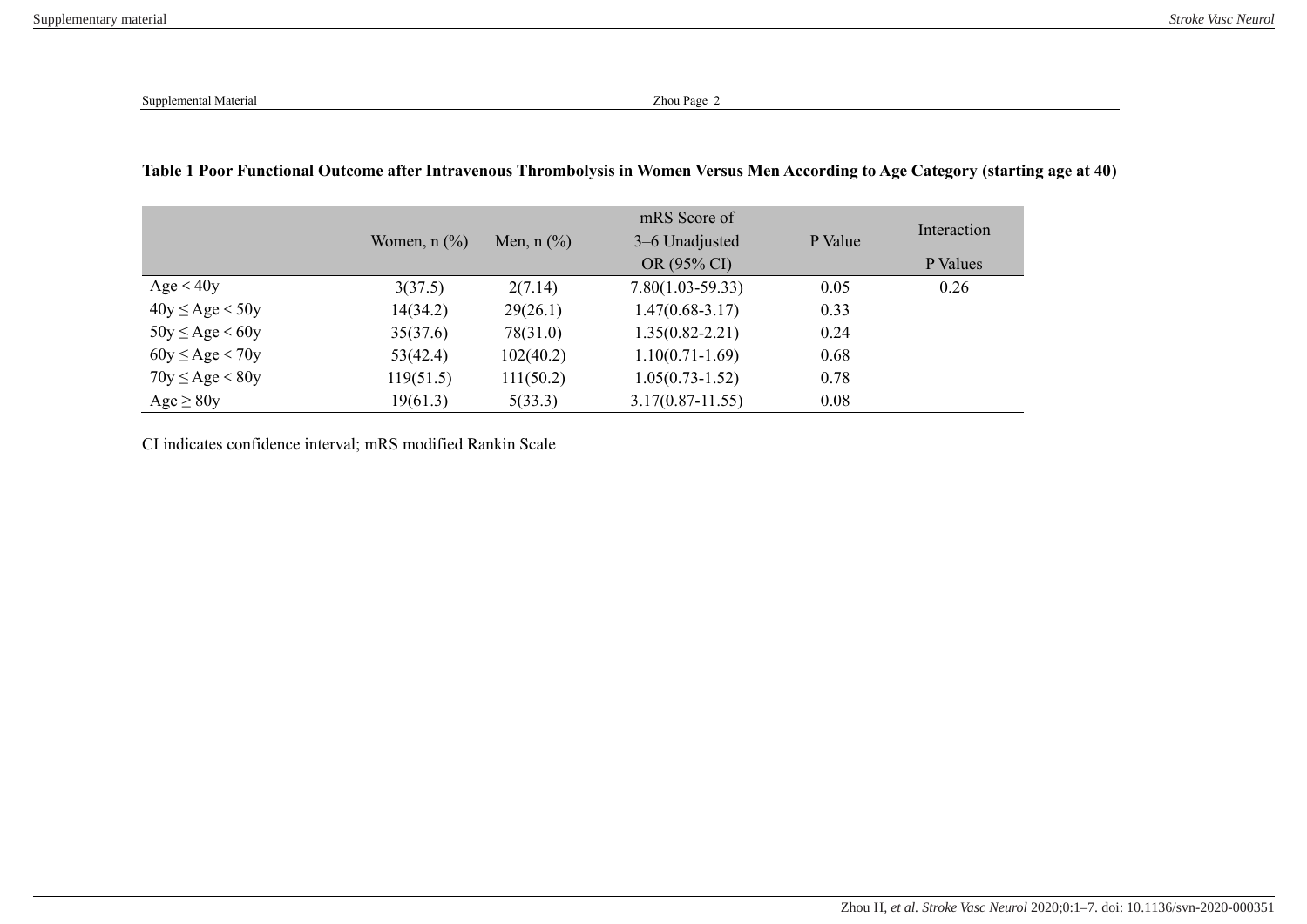**Table 1 Poor Functional Outcome after Intravenous Thrombolysis in Women Versus Men According to Age Category (starting age at 40)**

| | Women, n (%) | Men, n (%) | mRS Score of 3–6 Unadjusted OR (95% CI) | P Value | Interaction P Values |
|---|---|---|---|---|---|
| Age < 40y | 3(37.5) | 2(7.14) | 7.80(1.03-59.33) | 0.05 | 0.26 |
| 40y ≤ Age < 50y | 14(34.2) | 29(26.1) | 1.47(0.68-3.17) | 0.33 | |
| 50y ≤ Age < 60y | 35(37.6) | 78(31.0) | 1.35(0.82-2.21) | 0.24 | |
| 60y ≤ Age < 70y | 53(42.4) | 102(40.2) | 1.10(0.71-1.69) | 0.68 | |
| 70y ≤ Age < 80y | 119(51.5) | 111(50.2) | 1.05(0.73-1.52) | 0.78 | |
| Age ≥ 80y | 19(61.3) | 5(33.3) | 3.17(0.87-11.55) | 0.08 | |

CI indicates confidence interval; mRS modified Rankin Scale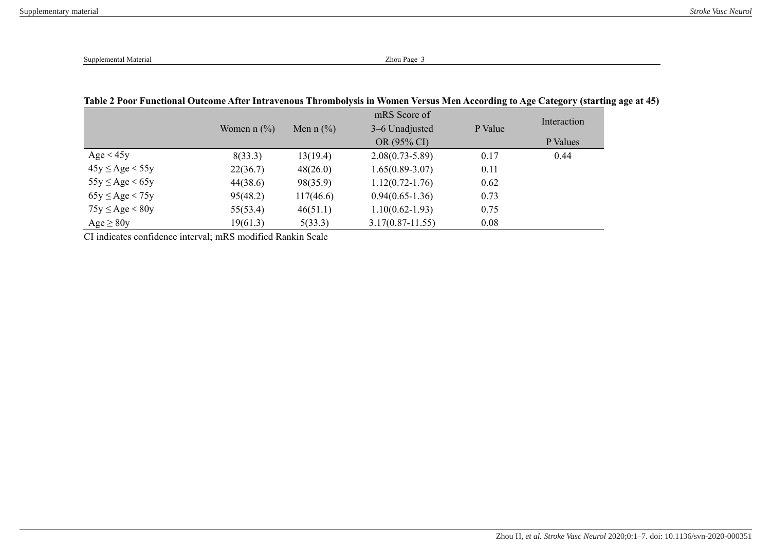**Table 2 Poor Functional Outcome After Intravenous Thrombolysis in Women Versus Men According to Age Category (starting age at 45)**

| | Women n (%) | Men n (%) | mRS Score of 3–6 Unadjusted OR (95% CI) | P Value | Interaction P Values |
|---|---|---|---|---|---|
| Age < 45y | 8(33.3) | 13(19.4) | 2.08(0.73-5.89) | 0.17 | 0.44 |
| 45y ≤ Age < 55y | 22(36.7) | 48(26.0) | 1.65(0.89-3.07) | 0.11 | |
| 55y ≤ Age < 65y | 44(38.6) | 98(35.9) | 1.12(0.72-1.76) | 0.62 | |
| 65y ≤ Age < 75y | 95(48.2) | 117(46.6) | 0.94(0.65-1.36) | 0.73 | |
| 75y ≤ Age < 80y | 55(53.4) | 46(51.1) | 1.10(0.62-1.93) | 0.75 | |
| Age ≥ 80y | 19(61.3) | 5(33.3) | 3.17(0.87-11.55) | 0.08 | |

CI indicates confidence interval; mRS modified Rankin Scale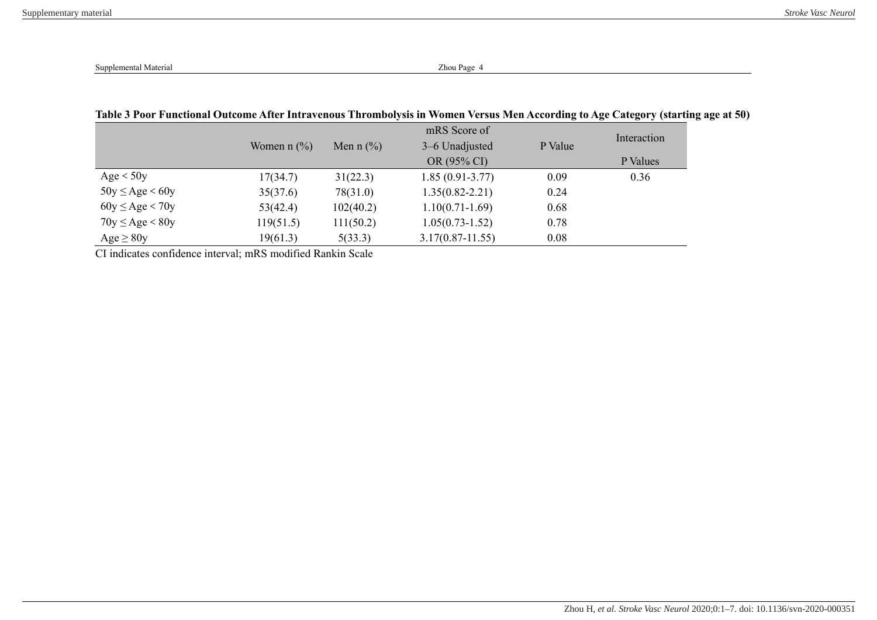**Table 3 Poor Functional Outcome After Intravenous Thrombolysis in Women Versus Men According to Age Category (starting age at 50)**

| | Women n (%) | Men n (%) | mRS Score of 3–6 Unadjusted OR (95% CI) | P Value | Interaction P Values |
|---|---|---|---|---|---|
| Age < 50y | 17(34.7) | 31(22.3) | 1.85 (0.91-3.77) | 0.09 | 0.36 |
| 50y ≤ Age < 60y | 35(37.6) | 78(31.0) | 1.35(0.82-2.21) | 0.24 | |
| 60y ≤ Age < 70y | 53(42.4) | 102(40.2) | 1.10(0.71-1.69) | 0.68 | |
| 70y ≤ Age < 80y | 119(51.5) | 111(50.2) | 1.05(0.73-1.52) | 0.78 | |
| Age ≥ 80y | 19(61.3) | 5(33.3) | 3.17(0.87-11.55) | 0.08 | |

CI indicates confidence interval; mRS modified Rankin Scale